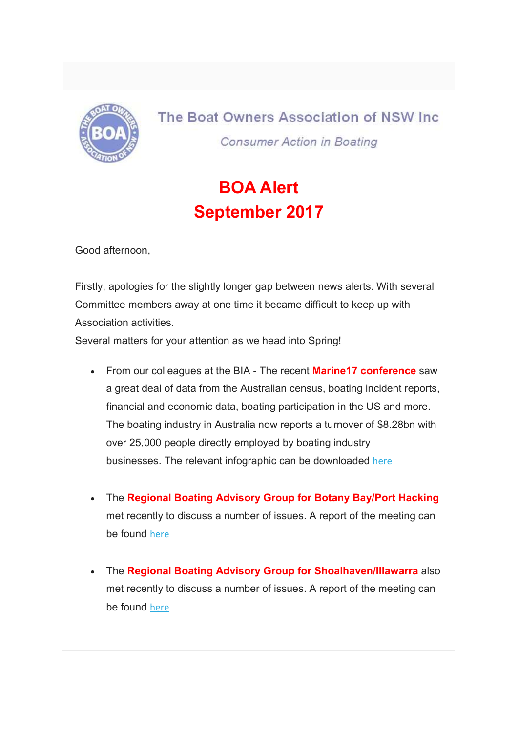The Boat Owners Association of NSW Inc

*Consumer Action in Boating*

# BOA Alert
# September 2017

Good afternoon,

Firstly, apologies for the slightly longer gap between news alerts. With several Committee members away at one time it became difficult to keep up with Association activities.
Several matters for your attention as we head into Spring!

- From our colleagues at the BIA - The recent **Marine17 conference** saw a great deal of data from the Australian census, boating incident reports, financial and economic data, boating participation in the US and more. The boating industry in Australia now reports a turnover of $8.28bn with over 25,000 people directly employed by boating industry businesses. The relevant infographic can be downloaded here

- The **Regional Boating Advisory Group for Botany Bay/Port Hacking** met recently to discuss a number of issues. A report of the meeting can be found here

- The **Regional Boating Advisory Group for Shoalhaven/Illawarra** also met recently to discuss a number of issues. A report of the meeting can be found here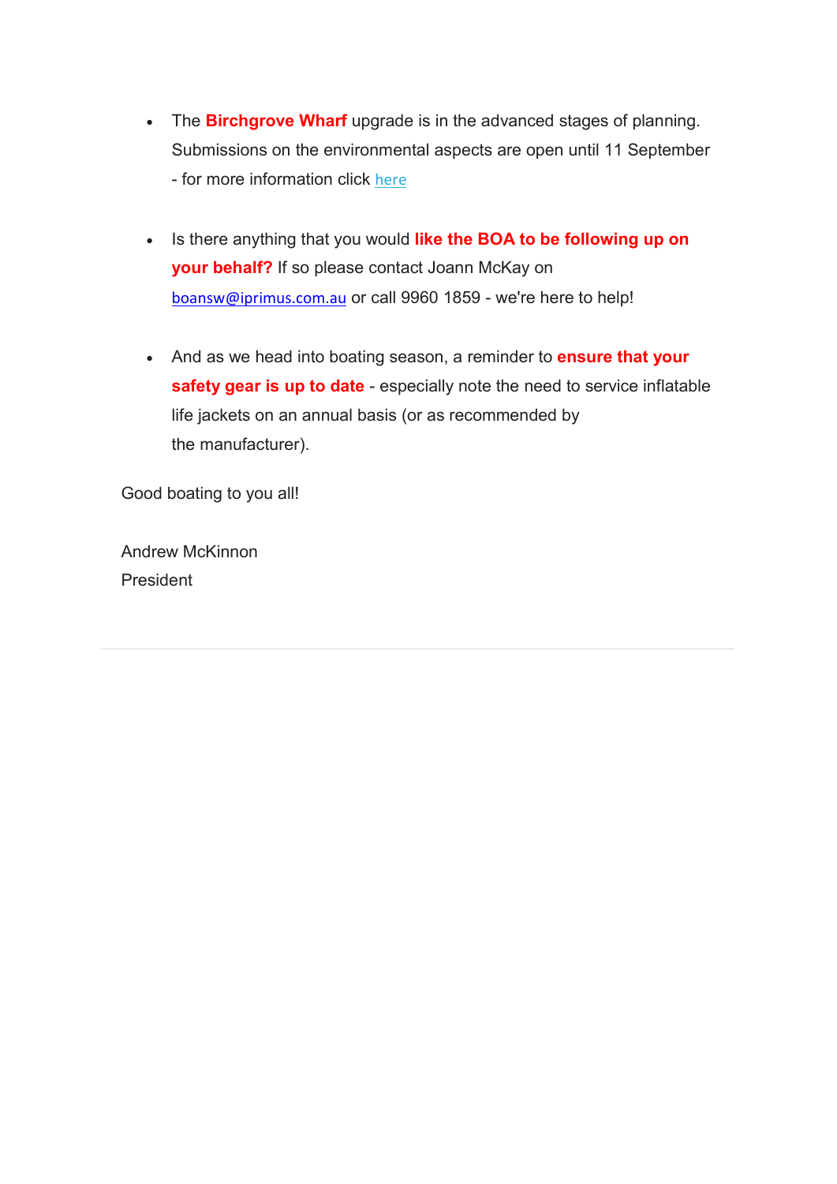- The **Birchgrove Wharf** upgrade is in the advanced stages of planning. Submissions on the environmental aspects are open until 11 September - for more information click here

- Is there anything that you would **like the BOA to be following up on your behalf?** If so please contact Joann McKay on boansw@iprimus.com.au or call 9960 1859 - we're here to help!

- And as we head into boating season, a reminder to **ensure that your safety gear is up to date** - especially note the need to service inflatable life jackets on an annual basis (or as recommended by the manufacturer).

Good boating to you all!

Andrew McKinnon
President